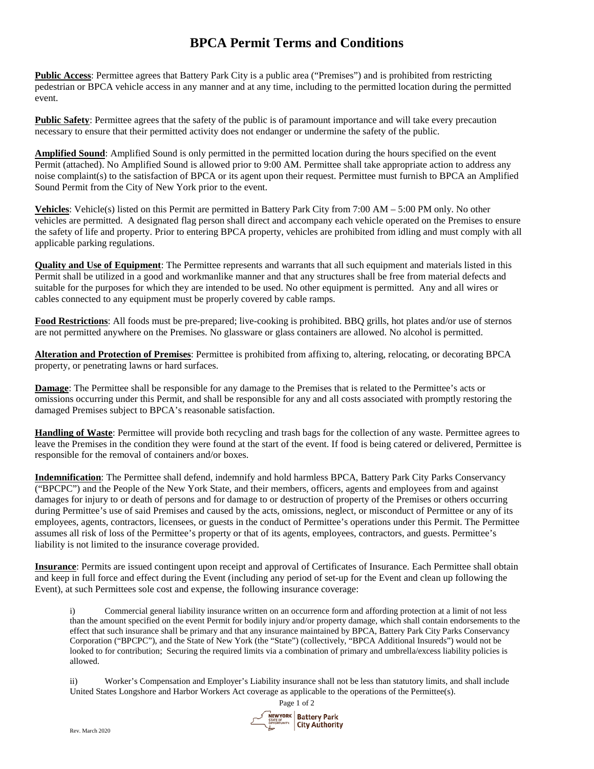# BPCA Permit Terms and Conditions

**Public Access**: Permittee agrees that Battery Park City is a public area ("Premises") and is prohibited from restricting pedestrian or BPCA vehicle access in any manner and at any time, including to the permitted location during the permitted event.

**Public Safety**: Permittee agrees that the safety of the public is of paramount importance and will take every precaution necessary to ensure that their permitted activity does not endanger or undermine the safety of the public.

**Amplified Sound**: Amplified Sound is only permitted in the permitted location during the hours specified on the event Permit (attached). No Amplified Sound is allowed prior to 9:00 AM. Permittee shall take appropriate action to address any noise complaint(s) to the satisfaction of BPCA or its agent upon their request. Permittee must furnish to BPCA an Amplified Sound Permit from the City of New York prior to the event.

**Vehicles**: Vehicle(s) listed on this Permit are permitted in Battery Park City from 7:00 AM – 5:00 PM only. No other vehicles are permitted. A designated flag person shall direct and accompany each vehicle operated on the Premises to ensure the safety of life and property. Prior to entering BPCA property, vehicles are prohibited from idling and must comply with all applicable parking regulations.

**Quality and Use of Equipment**: The Permittee represents and warrants that all such equipment and materials listed in this Permit shall be utilized in a good and workmanlike manner and that any structures shall be free from material defects and suitable for the purposes for which they are intended to be used. No other equipment is permitted. Any and all wires or cables connected to any equipment must be properly covered by cable ramps.

**Food Restrictions**: All foods must be pre-prepared; live-cooking is prohibited. BBQ grills, hot plates and/or use of sternos are not permitted anywhere on the Premises. No glassware or glass containers are allowed. No alcohol is permitted.

**Alteration and Protection of Premises**: Permittee is prohibited from affixing to, altering, relocating, or decorating BPCA property, or penetrating lawns or hard surfaces.

**Damage**: The Permittee shall be responsible for any damage to the Premises that is related to the Permittee's acts or omissions occurring under this Permit, and shall be responsible for any and all costs associated with promptly restoring the damaged Premises subject to BPCA's reasonable satisfaction.

**Handling of Waste**: Permittee will provide both recycling and trash bags for the collection of any waste. Permittee agrees to leave the Premises in the condition they were found at the start of the event. If food is being catered or delivered, Permittee is responsible for the removal of containers and/or boxes.

**Indemnification**: The Permittee shall defend, indemnify and hold harmless BPCA, Battery Park City Parks Conservancy ("BPCPC") and the People of the New York State, and their members, officers, agents and employees from and against damages for injury to or death of persons and for damage to or destruction of property of the Premises or others occurring during Permittee's use of said Premises and caused by the acts, omissions, neglect, or misconduct of Permittee or any of its employees, agents, contractors, licensees, or guests in the conduct of Permittee's operations under this Permit. The Permittee assumes all risk of loss of the Permittee's property or that of its agents, employees, contractors, and guests. Permittee's liability is not limited to the insurance coverage provided.

**Insurance**: Permits are issued contingent upon receipt and approval of Certificates of Insurance. Each Permittee shall obtain and keep in full force and effect during the Event (including any period of set-up for the Event and clean up following the Event), at such Permittees sole cost and expense, the following insurance coverage:

i) Commercial general liability insurance written on an occurrence form and affording protection at a limit of not less than the amount specified on the event Permit for bodily injury and/or property damage, which shall contain endorsements to the effect that such insurance shall be primary and that any insurance maintained by BPCA, Battery Park City Parks Conservancy Corporation ("BPCPC"), and the State of New York (the "State") (collectively, "BPCA Additional Insureds") would not be looked to for contribution; Securing the required limits via a combination of primary and umbrella/excess liability policies is allowed.

ii) Worker's Compensation and Employer's Liability insurance shall not be less than statutory limits, and shall include United States Longshore and Harbor Workers Act coverage as applicable to the operations of the Permittee(s).

Rev. March 2020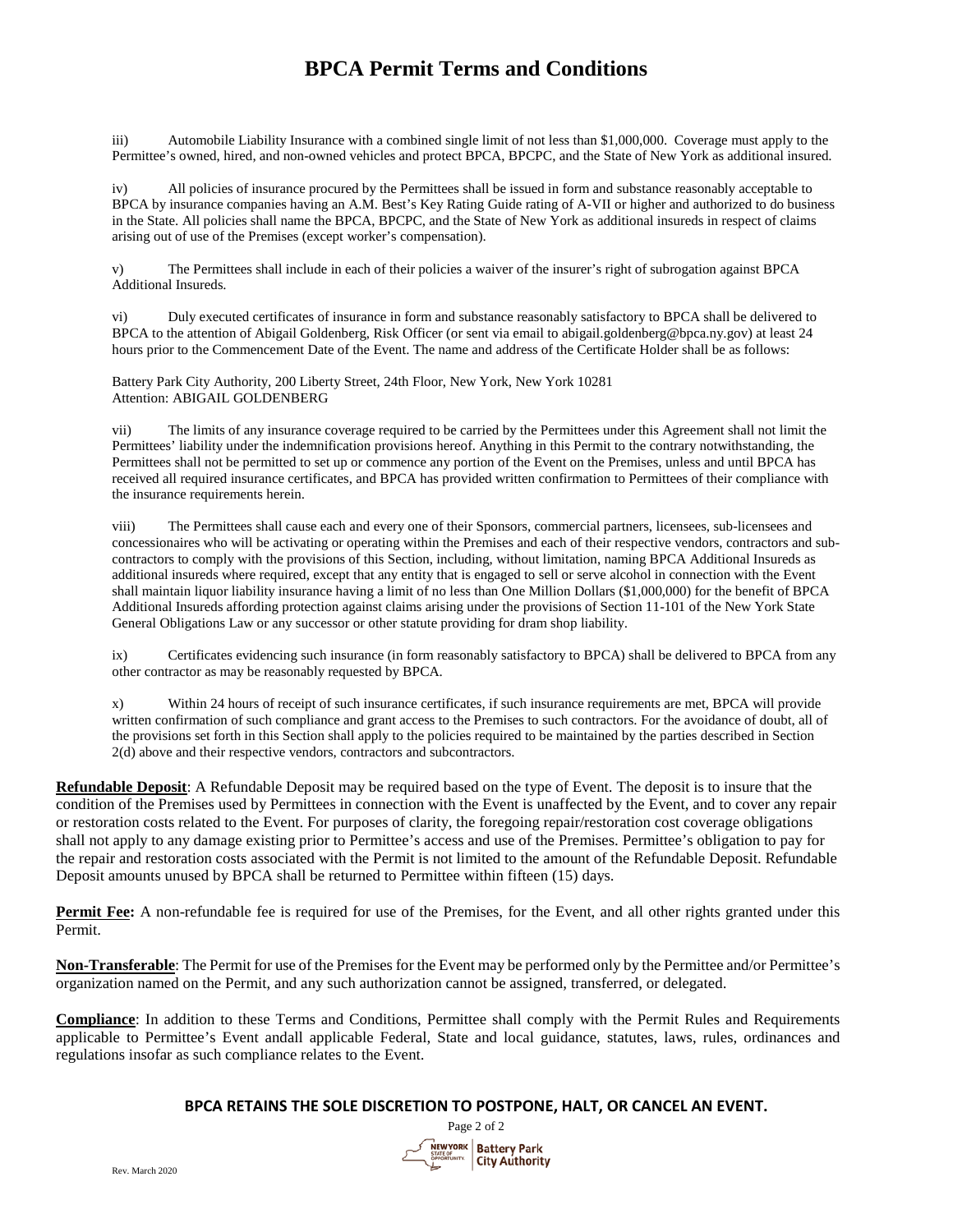# BPCA Permit Terms and Conditions

iii) Automobile Liability Insurance with a combined single limit of not less than $1,000,000. Coverage must apply to the Permittee's owned, hired, and non-owned vehicles and protect BPCA, BPCPC, and the State of New York as additional insured.

iv) All policies of insurance procured by the Permittees shall be issued in form and substance reasonably acceptable to BPCA by insurance companies having an A.M. Best's Key Rating Guide rating of A-VII or higher and authorized to do business in the State. All policies shall name the BPCA, BPCPC, and the State of New York as additional insureds in respect of claims arising out of use of the Premises (except worker's compensation).

v) The Permittees shall include in each of their policies a waiver of the insurer's right of subrogation against BPCA Additional Insureds.

vi) Duly executed certificates of insurance in form and substance reasonably satisfactory to BPCA shall be delivered to BPCA to the attention of Abigail Goldenberg, Risk Officer (or sent via email to abigail.goldenberg@bpca.ny.gov) at least 24 hours prior to the Commencement Date of the Event. The name and address of the Certificate Holder shall be as follows:

Battery Park City Authority, 200 Liberty Street, 24th Floor, New York, New York 10281
Attention: ABIGAIL GOLDENBERG

vii) The limits of any insurance coverage required to be carried by the Permittees under this Agreement shall not limit the Permittees' liability under the indemnification provisions hereof. Anything in this Permit to the contrary notwithstanding, the Permittees shall not be permitted to set up or commence any portion of the Event on the Premises, unless and until BPCA has received all required insurance certificates, and BPCA has provided written confirmation to Permittees of their compliance with the insurance requirements herein.

viii) The Permittees shall cause each and every one of their Sponsors, commercial partners, licensees, sub-licensees and concessionaires who will be activating or operating within the Premises and each of their respective vendors, contractors and sub-contractors to comply with the provisions of this Section, including, without limitation, naming BPCA Additional Insureds as additional insureds where required, except that any entity that is engaged to sell or serve alcohol in connection with the Event shall maintain liquor liability insurance having a limit of no less than One Million Dollars ($1,000,000) for the benefit of BPCA Additional Insureds affording protection against claims arising under the provisions of Section 11-101 of the New York State General Obligations Law or any successor or other statute providing for dram shop liability.

ix) Certificates evidencing such insurance (in form reasonably satisfactory to BPCA) shall be delivered to BPCA from any other contractor as may be reasonably requested by BPCA.

x) Within 24 hours of receipt of such insurance certificates, if such insurance requirements are met, BPCA will provide written confirmation of such compliance and grant access to the Premises to such contractors. For the avoidance of doubt, all of the provisions set forth in this Section shall apply to the policies required to be maintained by the parties described in Section 2(d) above and their respective vendors, contractors and subcontractors.

**Refundable Deposit**: A Refundable Deposit may be required based on the type of Event. The deposit is to insure that the condition of the Premises used by Permittees in connection with the Event is unaffected by the Event, and to cover any repair or restoration costs related to the Event. For purposes of clarity, the foregoing repair/restoration cost coverage obligations shall not apply to any damage existing prior to Permittee's access and use of the Premises. Permittee's obligation to pay for the repair and restoration costs associated with the Permit is not limited to the amount of the Refundable Deposit. Refundable Deposit amounts unused by BPCA shall be returned to Permittee within fifteen (15) days.

**Permit Fee:** A non-refundable fee is required for use of the Premises, for the Event, and all other rights granted under this Permit.

**Non-Transferable**: The Permit for use of the Premises for the Event may be performed only by the Permittee and/or Permittee's organization named on the Permit, and any such authorization cannot be assigned, transferred, or delegated.

**Compliance**: In addition to these Terms and Conditions, Permittee shall comply with the Permit Rules and Requirements applicable to Permittee's Event andall applicable Federal, State and local guidance, statutes, laws, rules, ordinances and regulations insofar as such compliance relates to the Event.

**BPCA RETAINS THE SOLE DISCRETION TO POSTPONE, HALT, OR CANCEL AN EVENT.**